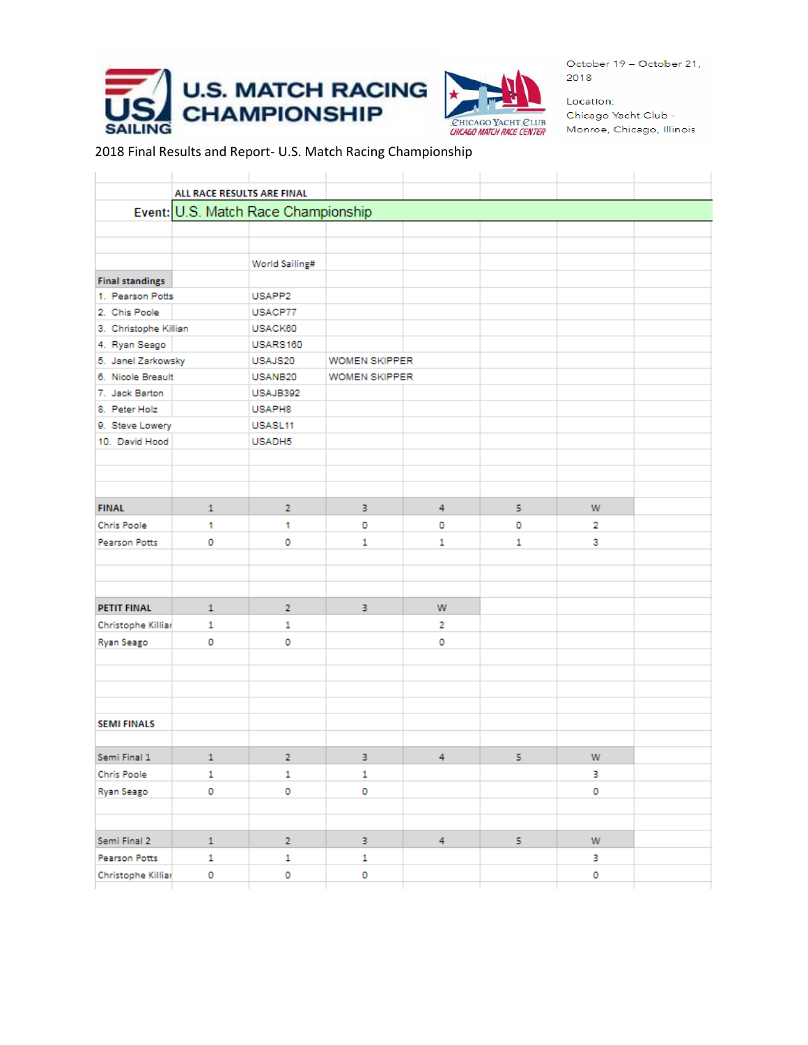# U.S. MATCH RACING CHAMPIONSHIP

October 19 – October 21, 2018

Location:
Chicago Yacht Club - Monroe, Chicago, Illinois

2018 Final Results and Report- U.S. Match Racing Championship

ALL RACE RESULTS ARE FINAL

**Event:** U.S. Match Race Championship

| Final standings | World Sailing# | |
|---|---|---|
| 1. Pearson Potts | USAPP2 | |
| 2. Chis Poole | USACP77 | |
| 3. Christophe Killian | USACK60 | |
| 4. Ryan Seago | USARS160 | |
| 5. Janel Zarkowsky | USAJS20 | WOMEN SKIPPER |
| 6. Nicole Breault | USANB20 | WOMEN SKIPPER |
| 7. Jack Barton | USAJB392 | |
| 8. Peter Holz | USAPH8 | |
| 9. Steve Lowery | USASL11 | |
| 10. David Hood | USADH5 | |

| FINAL | 1 | 2 | 3 | 4 | 5 | W |
|---|---|---|---|---|---|---|
| Chris Poole | 1 | 1 | 0 | 0 | 0 | 2 |
| Pearson Potts | 0 | 0 | 1 | 1 | 1 | 3 |

| PETIT FINAL | 1 | 2 | 3 | W |
|---|---|---|---|---|
| Christophe Killian | 1 | 1 | | 2 |
| Ryan Seago | 0 | 0 | | 0 |

**SEMI FINALS**

| Semi Final 1 | 1 | 2 | 3 | 4 | 5 | W |
|---|---|---|---|---|---|---|
| Chris Poole | 1 | 1 | 1 | | | 3 |
| Ryan Seago | 0 | 0 | 0 | | | 0 |

| Semi Final 2 | 1 | 2 | 3 | 4 | 5 | W |
|---|---|---|---|---|---|---|
| Pearson Potts | 1 | 1 | 1 | | | 3 |
| Christophe Killian | 0 | 0 | 0 | | | 0 |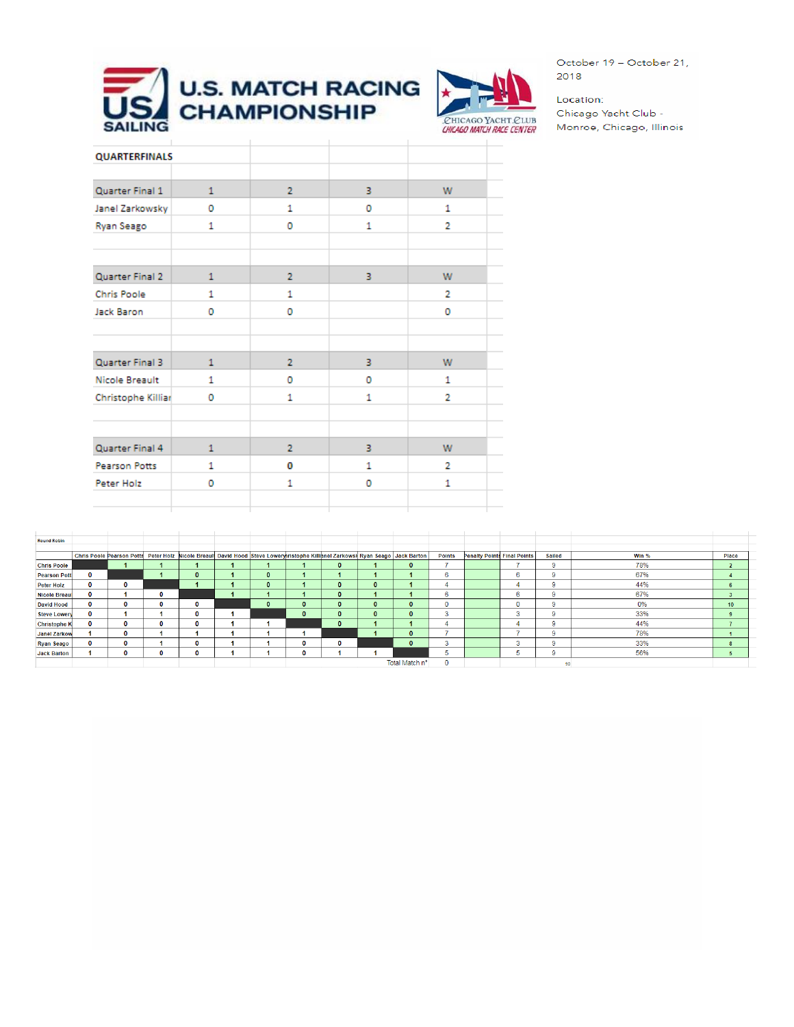# U.S. MATCH RACING CHAMPIONSHIP

October 19 – October 21, 2018

Location:
Chicago Yacht Club - Monroe, Chicago, Illinois

## QUARTERFINALS

| Quarter Final 1 | 1 | 2 | 3 | W |
|---|---|---|---|---|
| Janel Zarkowsky | 0 | 1 | 0 | 1 |
| Ryan Seago | 1 | 0 | 1 | 2 |

| Quarter Final 2 | 1 | 2 | 3 | W |
|---|---|---|---|---|
| Chris Poole | 1 | 1 | | 2 |
| Jack Baron | 0 | 0 | | 0 |

| Quarter Final 3 | 1 | 2 | 3 | W |
|---|---|---|---|---|
| Nicole Breault | 1 | 0 | 0 | 1 |
| Christophe Killiar | 0 | 1 | 1 | 2 |

| Quarter Final 4 | 1 | 2 | 3 | W |
|---|---|---|---|---|
| Pearson Potts | 1 | 0 | 1 | 2 |
| Peter Holz | 0 | 1 | 0 | 1 |

Round Robin

| | Chris Poole | Pearson Potts | Peter Holz | Nicole Breault | David Hood | Steve Lowery | Christophe Killian | Janel Zarkowsky | Ryan Seago | Jack Barton | Points | Penalty Points | Final Points | Sailed | Win % | Place |
|---|---|---|---|---|---|---|---|---|---|---|---|---|---|---|---|---|
| Chris Poole | | 1 | 1 | 1 | 1 | 1 | 1 | 0 | 1 | 0 | 7 | | 7 | 9 | 78% | 2 |
| Pearson Pott | 0 | | 1 | 0 | 1 | 0 | 1 | 1 | 1 | 1 | 6 | | 6 | 9 | 67% | 4 |
| Peter Holz | 0 | 0 | | 1 | 1 | 0 | 1 | 0 | 0 | 1 | 4 | | 4 | 9 | 44% | 6 |
| Nicole Breau | 0 | 1 | 0 | | 1 | 1 | 1 | 0 | 1 | 1 | 6 | | 6 | 9 | 67% | 3 |
| David Hood | 0 | 0 | 0 | 0 | | 0 | 0 | 0 | 0 | 0 | 0 | | 0 | 9 | 0% | 10 |
| Steve Lowery | 0 | 1 | 1 | 0 | 1 | | 0 | 0 | 0 | 0 | 3 | | 3 | 9 | 33% | 9 |
| Christophe K | 0 | 0 | 0 | 0 | 1 | 1 | | 0 | 1 | 1 | 4 | | 4 | 9 | 44% | 7 |
| Janel Zarkow | 1 | 0 | 1 | 1 | 1 | 1 | 1 | | 1 | 0 | 7 | | 7 | 9 | 78% | 1 |
| Ryan Seago | 0 | 0 | 1 | 0 | 1 | 1 | 0 | 0 | | 0 | 3 | | 3 | 9 | 33% | 8 |
| Jack Barton | 1 | 0 | 0 | 0 | 1 | 1 | 0 | 1 | 1 | | 5 | | 5 | 9 | 56% | 5 |
| | | | | | | | | | | Total Match n° | 0 | | | 90 | | |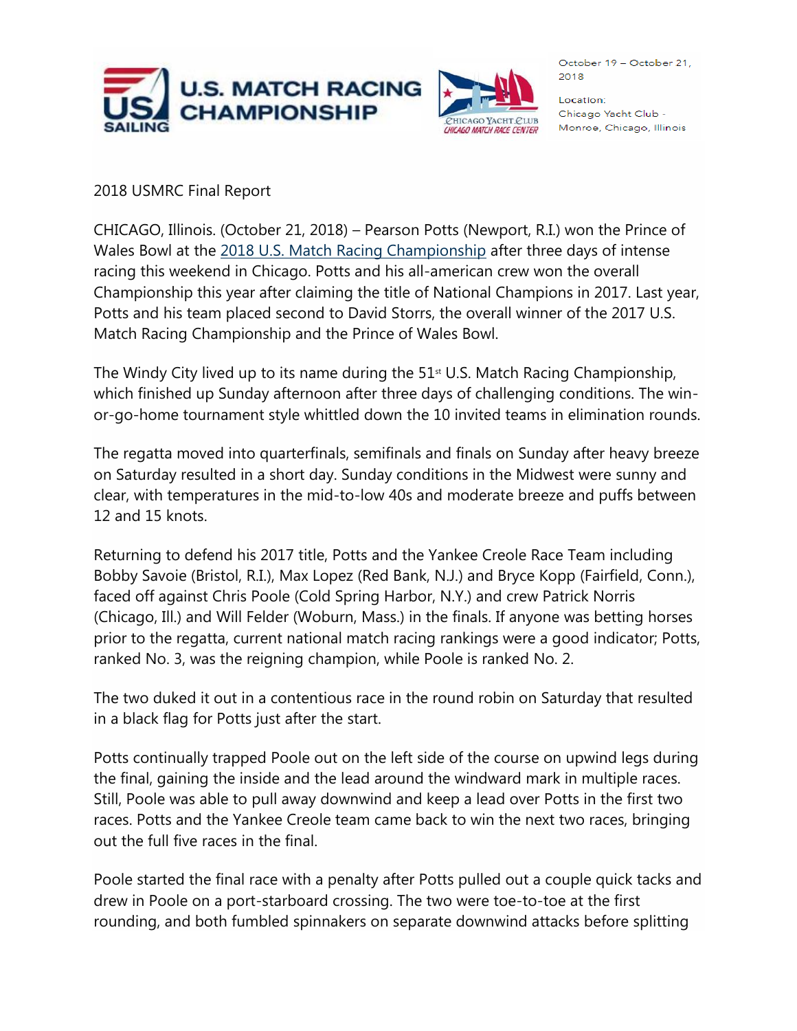U.S. MATCH RACING CHAMPIONSHIP

October 19 – October 21, 2018

Location:
Chicago Yacht Club - Monroe, Chicago, Illinois

2018 USMRC Final Report

CHICAGO, Illinois. (October 21, 2018) – Pearson Potts (Newport, R.I.) won the Prince of Wales Bowl at the [2018 U.S. Match Racing Championship](#) after three days of intense racing this weekend in Chicago. Potts and his all-american crew won the overall Championship this year after claiming the title of National Champions in 2017. Last year, Potts and his team placed second to David Storrs, the overall winner of the 2017 U.S. Match Racing Championship and the Prince of Wales Bowl.

The Windy City lived up to its name during the 51st U.S. Match Racing Championship, which finished up Sunday afternoon after three days of challenging conditions. The win-or-go-home tournament style whittled down the 10 invited teams in elimination rounds.

The regatta moved into quarterfinals, semifinals and finals on Sunday after heavy breeze on Saturday resulted in a short day. Sunday conditions in the Midwest were sunny and clear, with temperatures in the mid-to-low 40s and moderate breeze and puffs between 12 and 15 knots.

Returning to defend his 2017 title, Potts and the Yankee Creole Race Team including Bobby Savoie (Bristol, R.I.), Max Lopez (Red Bank, N.J.) and Bryce Kopp (Fairfield, Conn.), faced off against Chris Poole (Cold Spring Harbor, N.Y.) and crew Patrick Norris (Chicago, Ill.) and Will Felder (Woburn, Mass.) in the finals. If anyone was betting horses prior to the regatta, current national match racing rankings were a good indicator; Potts, ranked No. 3, was the reigning champion, while Poole is ranked No. 2.

The two duked it out in a contentious race in the round robin on Saturday that resulted in a black flag for Potts just after the start.

Potts continually trapped Poole out on the left side of the course on upwind legs during the final, gaining the inside and the lead around the windward mark in multiple races. Still, Poole was able to pull away downwind and keep a lead over Potts in the first two races. Potts and the Yankee Creole team came back to win the next two races, bringing out the full five races in the final.

Poole started the final race with a penalty after Potts pulled out a couple quick tacks and drew in Poole on a port-starboard crossing. The two were toe-to-toe at the first rounding, and both fumbled spinnakers on separate downwind attacks before splitting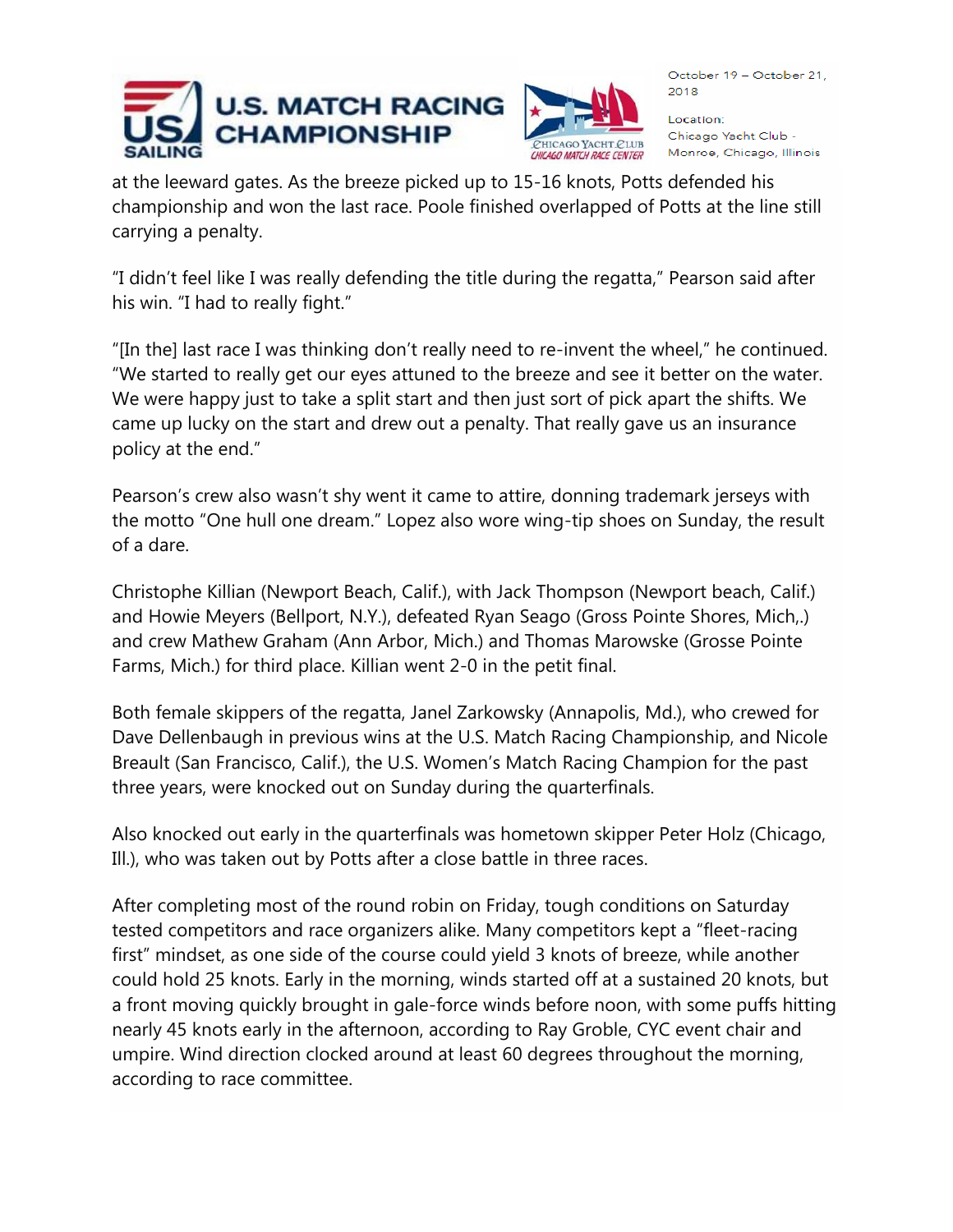at the leeward gates. As the breeze picked up to 15-16 knots, Potts defended his championship and won the last race. Poole finished overlapped of Potts at the line still carrying a penalty.

“I didn’t feel like I was really defending the title during the regatta,” Pearson said after his win. “I had to really fight.”

“[In the] last race I was thinking don’t really need to re-invent the wheel,” he continued. “We started to really get our eyes attuned to the breeze and see it better on the water. We were happy just to take a split start and then just sort of pick apart the shifts. We came up lucky on the start and drew out a penalty. That really gave us an insurance policy at the end.”

Pearson’s crew also wasn’t shy went it came to attire, donning trademark jerseys with the motto “One hull one dream.” Lopez also wore wing-tip shoes on Sunday, the result of a dare.

Christophe Killian (Newport Beach, Calif.), with Jack Thompson (Newport beach, Calif.) and Howie Meyers (Bellport, N.Y.), defeated Ryan Seago (Gross Pointe Shores, Mich,.) and crew Mathew Graham (Ann Arbor, Mich.) and Thomas Marowske (Grosse Pointe Farms, Mich.) for third place. Killian went 2-0 in the petit final.

Both female skippers of the regatta, Janel Zarkowsky (Annapolis, Md.), who crewed for Dave Dellenbaugh in previous wins at the U.S. Match Racing Championship, and Nicole Breault (San Francisco, Calif.), the U.S. Women’s Match Racing Champion for the past three years, were knocked out on Sunday during the quarterfinals.

Also knocked out early in the quarterfinals was hometown skipper Peter Holz (Chicago, Ill.), who was taken out by Potts after a close battle in three races.

After completing most of the round robin on Friday, tough conditions on Saturday tested competitors and race organizers alike. Many competitors kept a “fleet-racing first” mindset, as one side of the course could yield 3 knots of breeze, while another could hold 25 knots. Early in the morning, winds started off at a sustained 20 knots, but a front moving quickly brought in gale-force winds before noon, with some puffs hitting nearly 45 knots early in the afternoon, according to Ray Groble, CYC event chair and umpire. Wind direction clocked around at least 60 degrees throughout the morning, according to race committee.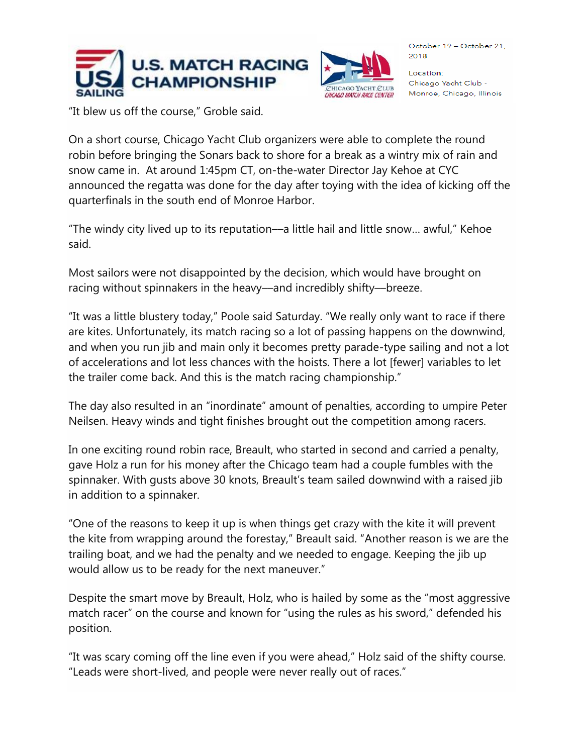"It blew us off the course," Groble said.

On a short course, Chicago Yacht Club organizers were able to complete the round robin before bringing the Sonars back to shore for a break as a wintry mix of rain and snow came in. At around 1:45pm CT, on-the-water Director Jay Kehoe at CYC announced the regatta was done for the day after toying with the idea of kicking off the quarterfinals in the south end of Monroe Harbor.

"The windy city lived up to its reputation—a little hail and little snow... awful," Kehoe said.

Most sailors were not disappointed by the decision, which would have brought on racing without spinnakers in the heavy—and incredibly shifty—breeze.

"It was a little blustery today," Poole said Saturday. "We really only want to race if there are kites. Unfortunately, its match racing so a lot of passing happens on the downwind, and when you run jib and main only it becomes pretty parade-type sailing and not a lot of accelerations and lot less chances with the hoists. There a lot [fewer] variables to let the trailer come back. And this is the match racing championship."

The day also resulted in an "inordinate" amount of penalties, according to umpire Peter Neilsen. Heavy winds and tight finishes brought out the competition among racers.

In one exciting round robin race, Breault, who started in second and carried a penalty, gave Holz a run for his money after the Chicago team had a couple fumbles with the spinnaker. With gusts above 30 knots, Breault's team sailed downwind with a raised jib in addition to a spinnaker.

"One of the reasons to keep it up is when things get crazy with the kite it will prevent the kite from wrapping around the forestay," Breault said. "Another reason is we are the trailing boat, and we had the penalty and we needed to engage. Keeping the jib up would allow us to be ready for the next maneuver."

Despite the smart move by Breault, Holz, who is hailed by some as the "most aggressive match racer" on the course and known for "using the rules as his sword," defended his position.

"It was scary coming off the line even if you were ahead," Holz said of the shifty course. "Leads were short-lived, and people were never really out of races."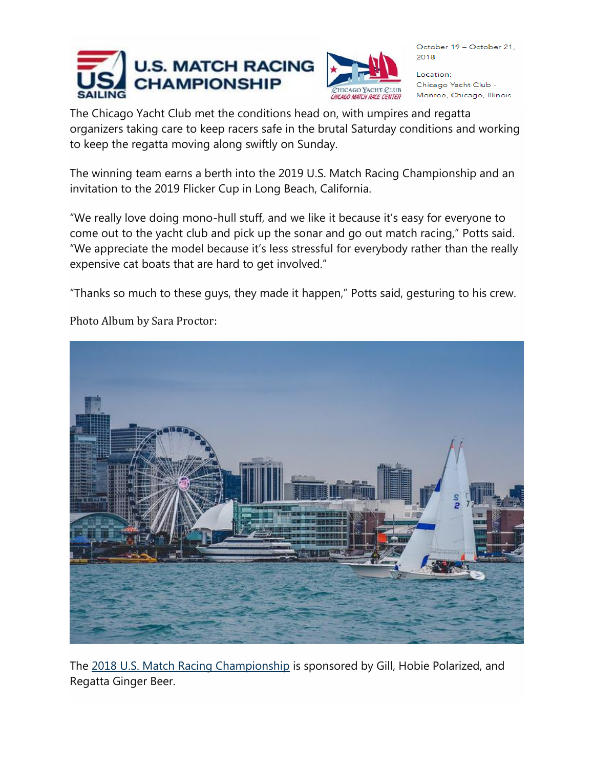The Chicago Yacht Club met the conditions head on, with umpires and regatta organizers taking care to keep racers safe in the brutal Saturday conditions and working to keep the regatta moving along swiftly on Sunday.

The winning team earns a berth into the 2019 U.S. Match Racing Championship and an invitation to the 2019 Flicker Cup in Long Beach, California.

"We really love doing mono-hull stuff, and we like it because it's easy for everyone to come out to the yacht club and pick up the sonar and go out match racing," Potts said. "We appreciate the model because it's less stressful for everybody rather than the really expensive cat boats that are hard to get involved."

"Thanks so much to these guys, they made it happen," Potts said, gesturing to his crew.

Photo Album by Sara Proctor:

The [2018 U.S. Match Racing Championship](#) is sponsored by Gill, Hobie Polarized, and Regatta Ginger Beer.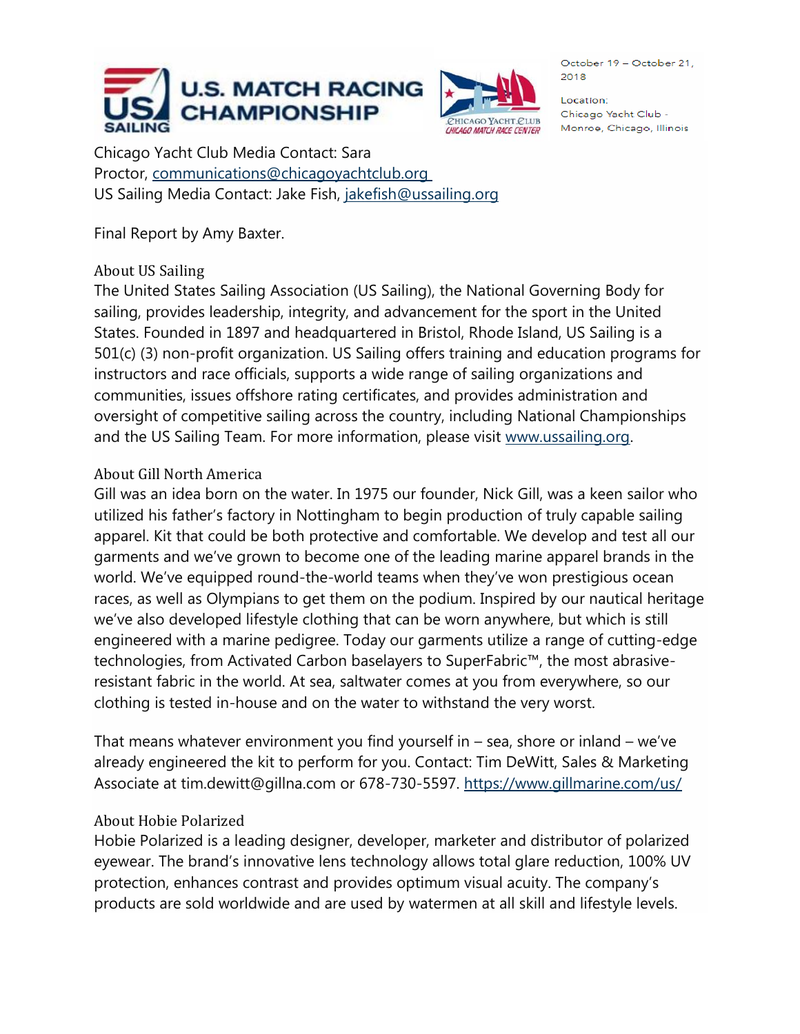Chicago Yacht Club Media Contact: Sara Proctor, communications@chicagoyachtclub.org
US Sailing Media Contact: Jake Fish, jakefish@ussailing.org

Final Report by Amy Baxter.

### About US Sailing

The United States Sailing Association (US Sailing), the National Governing Body for sailing, provides leadership, integrity, and advancement for the sport in the United States. Founded in 1897 and headquartered in Bristol, Rhode Island, US Sailing is a 501(c) (3) non-profit organization. US Sailing offers training and education programs for instructors and race officials, supports a wide range of sailing organizations and communities, issues offshore rating certificates, and provides administration and oversight of competitive sailing across the country, including National Championships and the US Sailing Team. For more information, please visit www.ussailing.org.

### About Gill North America

Gill was an idea born on the water. In 1975 our founder, Nick Gill, was a keen sailor who utilized his father's factory in Nottingham to begin production of truly capable sailing apparel. Kit that could be both protective and comfortable. We develop and test all our garments and we've grown to become one of the leading marine apparel brands in the world. We've equipped round-the-world teams when they've won prestigious ocean races, as well as Olympians to get them on the podium. Inspired by our nautical heritage we've also developed lifestyle clothing that can be worn anywhere, but which is still engineered with a marine pedigree. Today our garments utilize a range of cutting-edge technologies, from Activated Carbon baselayers to SuperFabric™, the most abrasive-resistant fabric in the world. At sea, saltwater comes at you from everywhere, so our clothing is tested in-house and on the water to withstand the very worst.

That means whatever environment you find yourself in – sea, shore or inland – we've already engineered the kit to perform for you. Contact: Tim DeWitt, Sales & Marketing Associate at tim.dewitt@gillna.com or 678-730-5597. https://www.gillmarine.com/us/

### About Hobie Polarized

Hobie Polarized is a leading designer, developer, marketer and distributor of polarized eyewear. The brand's innovative lens technology allows total glare reduction, 100% UV protection, enhances contrast and provides optimum visual acuity. The company's products are sold worldwide and are used by watermen at all skill and lifestyle levels.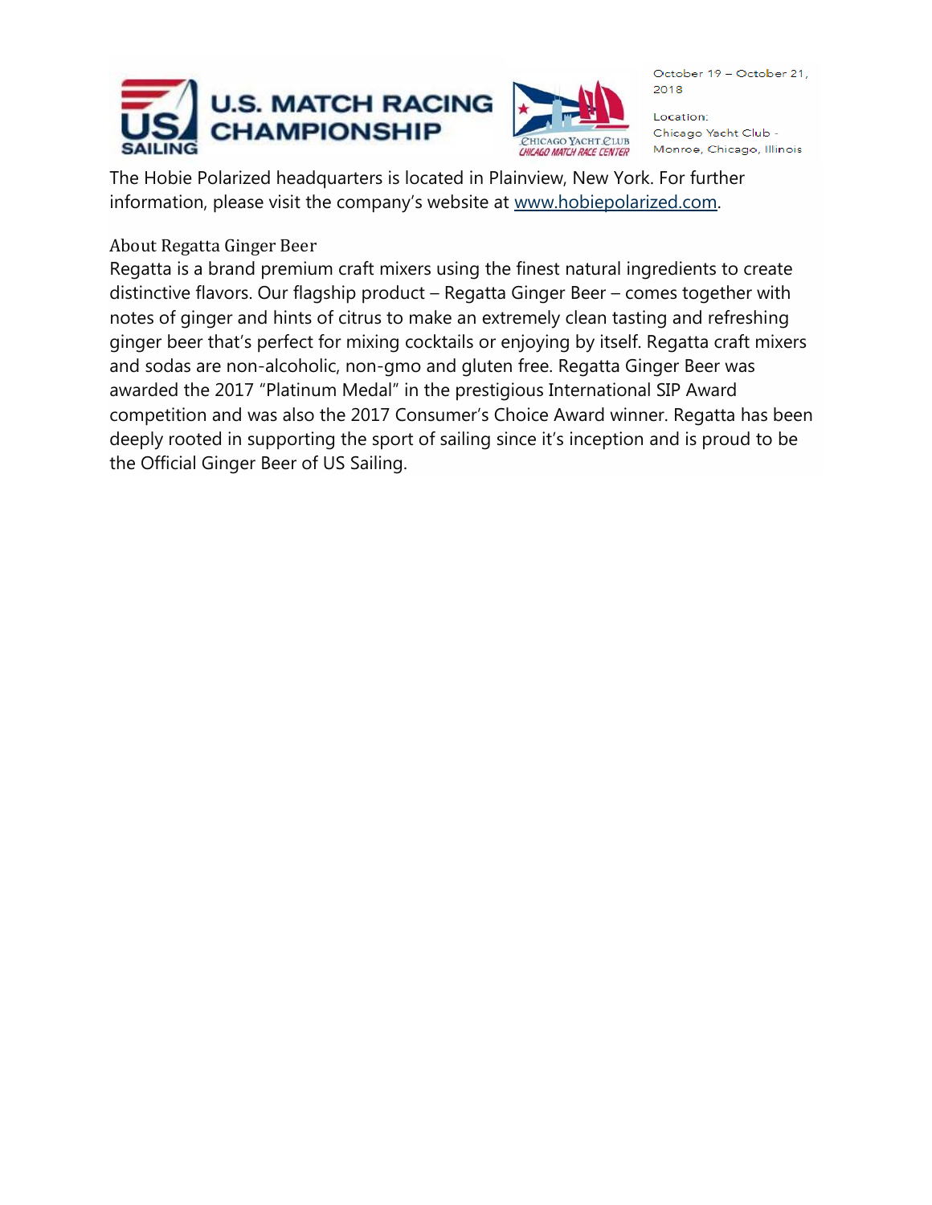The Hobie Polarized headquarters is located in Plainview, New York. For further information, please visit the company's website at [www.hobiepolarized.com](http://www.hobiepolarized.com).

### About Regatta Ginger Beer

Regatta is a brand premium craft mixers using the finest natural ingredients to create distinctive flavors. Our flagship product – Regatta Ginger Beer – comes together with notes of ginger and hints of citrus to make an extremely clean tasting and refreshing ginger beer that's perfect for mixing cocktails or enjoying by itself. Regatta craft mixers and sodas are non-alcoholic, non-gmo and gluten free. Regatta Ginger Beer was awarded the 2017 "Platinum Medal" in the prestigious International SIP Award competition and was also the 2017 Consumer's Choice Award winner. Regatta has been deeply rooted in supporting the sport of sailing since it's inception and is proud to be the Official Ginger Beer of US Sailing.